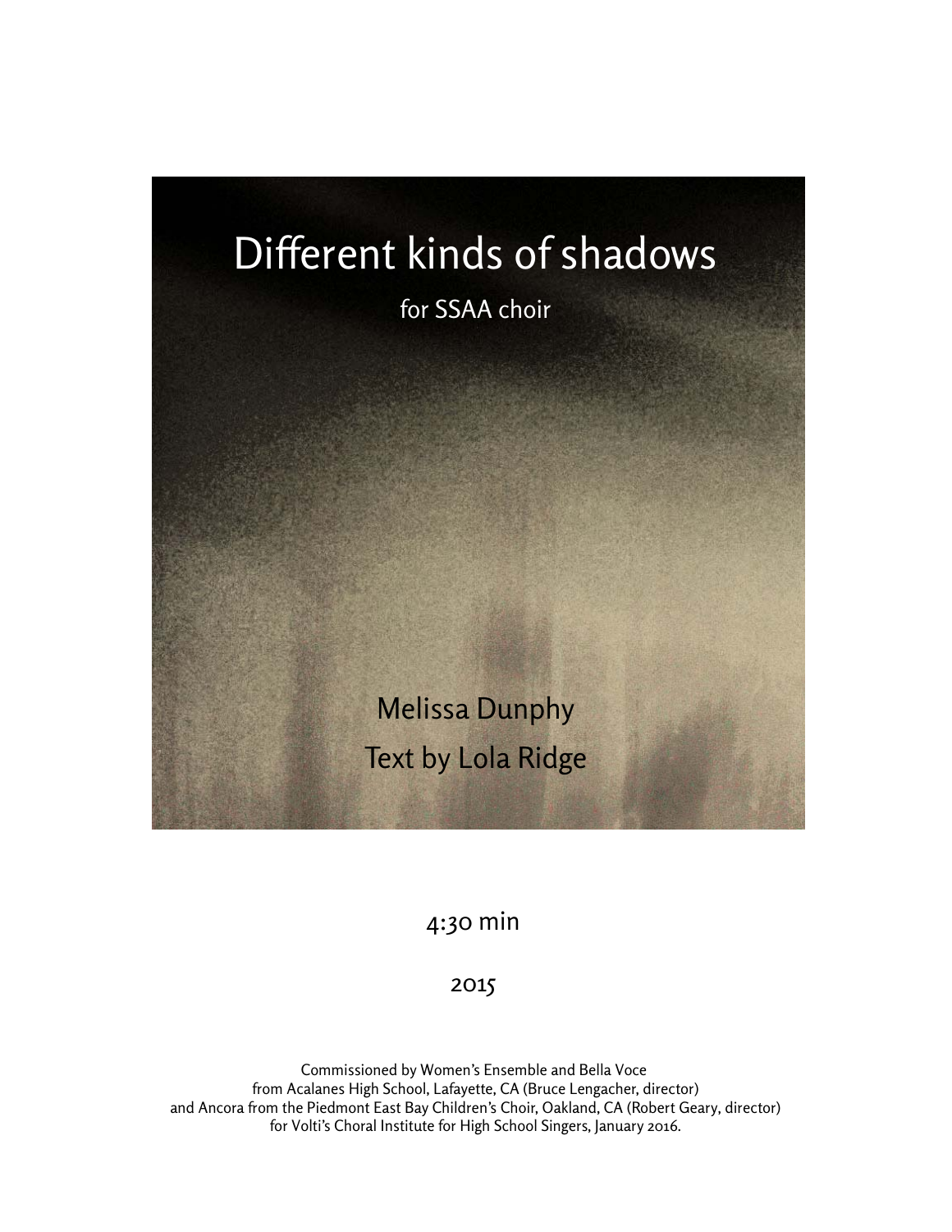# Different kinds of shadows

for SSAA choir

Melissa Dunphy

Text by Lola Ridge

4:30 min

2015

Commissioned by Women's Ensemble and Bella Voce
from Acalanes High School, Lafayette, CA (Bruce Lengacher, director)
and Ancora from the Piedmont East Bay Children's Choir, Oakland, CA (Robert Geary, director)
for Volti's Choral Institute for High School Singers, January 2016.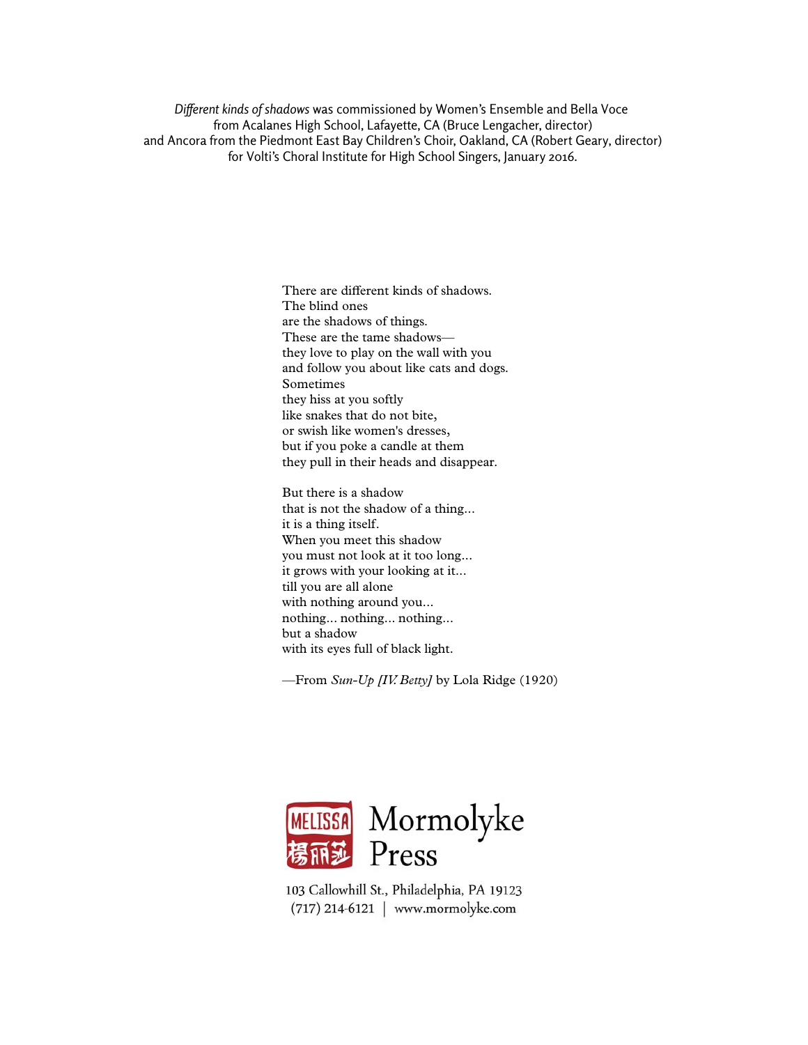*Different kinds of shadows* was commissioned by Women's Ensemble and Bella Voce
from Acalanes High School, Lafayette, CA (Bruce Lengacher, director)
and Ancora from the Piedmont East Bay Children's Choir, Oakland, CA (Robert Geary, director)
for Volti's Choral Institute for High School Singers, January 2016.

There are different kinds of shadows.
The blind ones
are the shadows of things.
These are the tame shadows—
they love to play on the wall with you
and follow you about like cats and dogs.
Sometimes
they hiss at you softly
like snakes that do not bite,
or swish like women's dresses,
but if you poke a candle at them
they pull in their heads and disappear.

But there is a shadow
that is not the shadow of a thing...
it is a thing itself.
When you meet this shadow
you must not look at it too long...
it grows with your looking at it...
till you are all alone
with nothing around you...
nothing... nothing... nothing...
but a shadow
with its eyes full of black light.

—From *Sun-Up [IV. Betty]* by Lola Ridge (1920)

MELISSA 楊丽莎 Mormolyke Press

103 Callowhill St., Philadelphia, PA 19123
(717) 214-6121 | www.mormolyke.com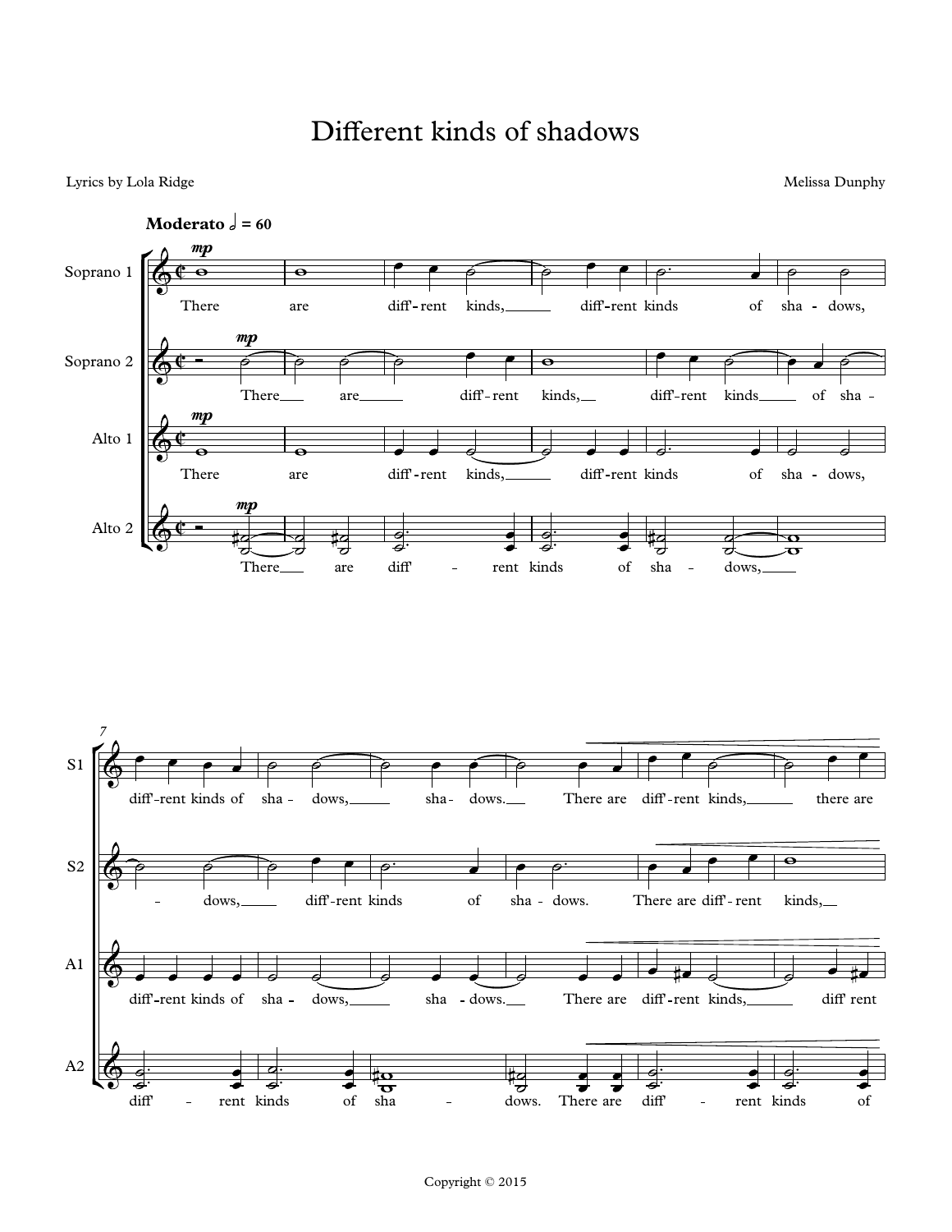# Different kinds of shadows

Lyrics by Lola Ridge

Melissa Dunphy

Copyright © 2015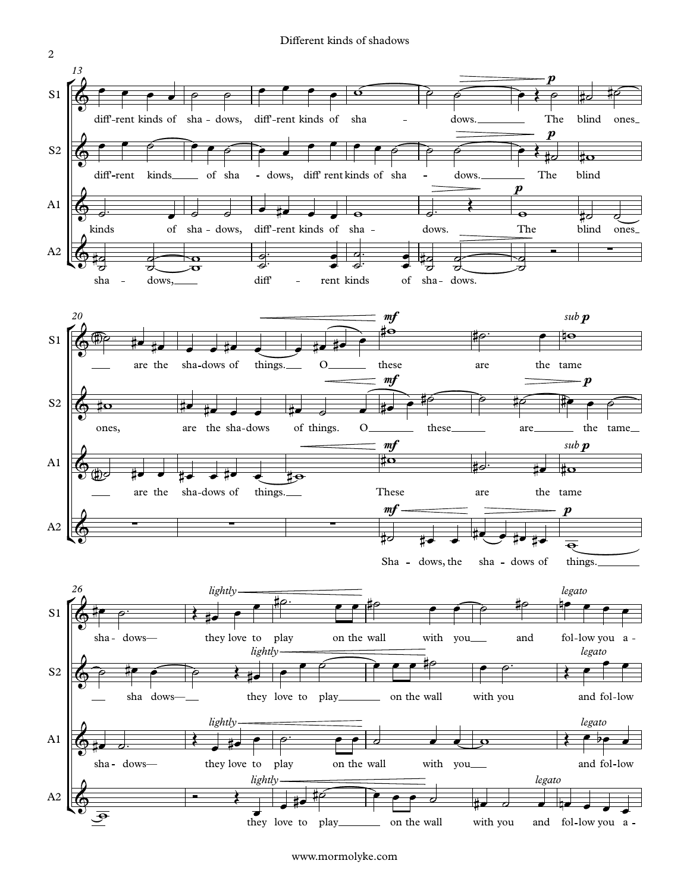**13**

S1: diff'-rent kinds of sha - dows, diff'-rent kinds of sha - dows. The blind ones

S2: diff'-rent kinds of sha - dows, diff' rent kinds of sha - dows. The blind

A1: kinds of sha - dows, diff'-rent kinds of sha - dows. The blind ones

A2: sha - dows, diff' - rent kinds of sha - dows.

*p*

**20**

S1: are the sha-dows of things. O these are the tame

S2: ones, are the sha-dows of things. O these are the tame

A1: are the sha-dows of things. These are the tame

A2: Sha - dows, the sha - dows of things.

*mf* *sub p* *p*

**26**

S1: sha - dows— they love to play on the wall with you and fol-low you a -

S2: sha dows— they love to play on the wall with you and fol-low

A1: sha - dows— they love to play on the wall with you and fol-low

A2: they love to play on the wall with you and fol-low you a -

*lightly* *legato*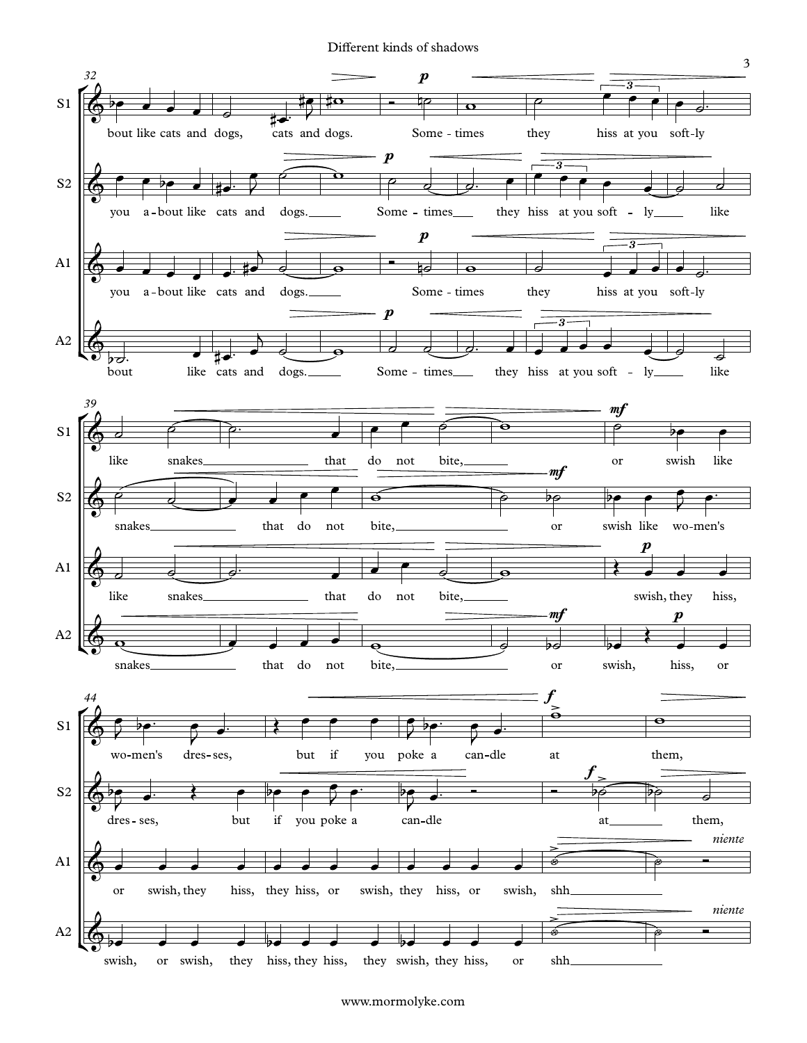**32**

**S1:** bout like cats and dogs, cats and dogs. *p* Some - times they hiss at you soft - ly

**S2:** you a - bout like cats and dogs. *p* Some - times they hiss at you soft - ly like

**A1:** you a - bout like cats and dogs. *p* Some - times they hiss at you soft - ly

**A2:** bout like cats and dogs. *p* Some - times they hiss at you soft - ly like

**39**

**S1:** like snakes that do not bite, *mf* or swish like

**S2:** snakes that do not bite, *mf* or swish like wo - men's

**A1:** like snakes that do not bite, *p* swish, they hiss,

**A2:** snakes that do not bite, *mf* or swish, *p* hiss, or

**44**

**S1:** wo - men's dres - ses, but if you poke a can - dle *f* at them,

**S2:** dres - ses, but if you poke a can - dle *f* at them,

**A1:** or swish, they hiss, they hiss, or swish, they hiss, or swish, shh *niente*

**A2:** swish, or swish, they hiss, they hiss, they swish, they hiss, or shh *niente*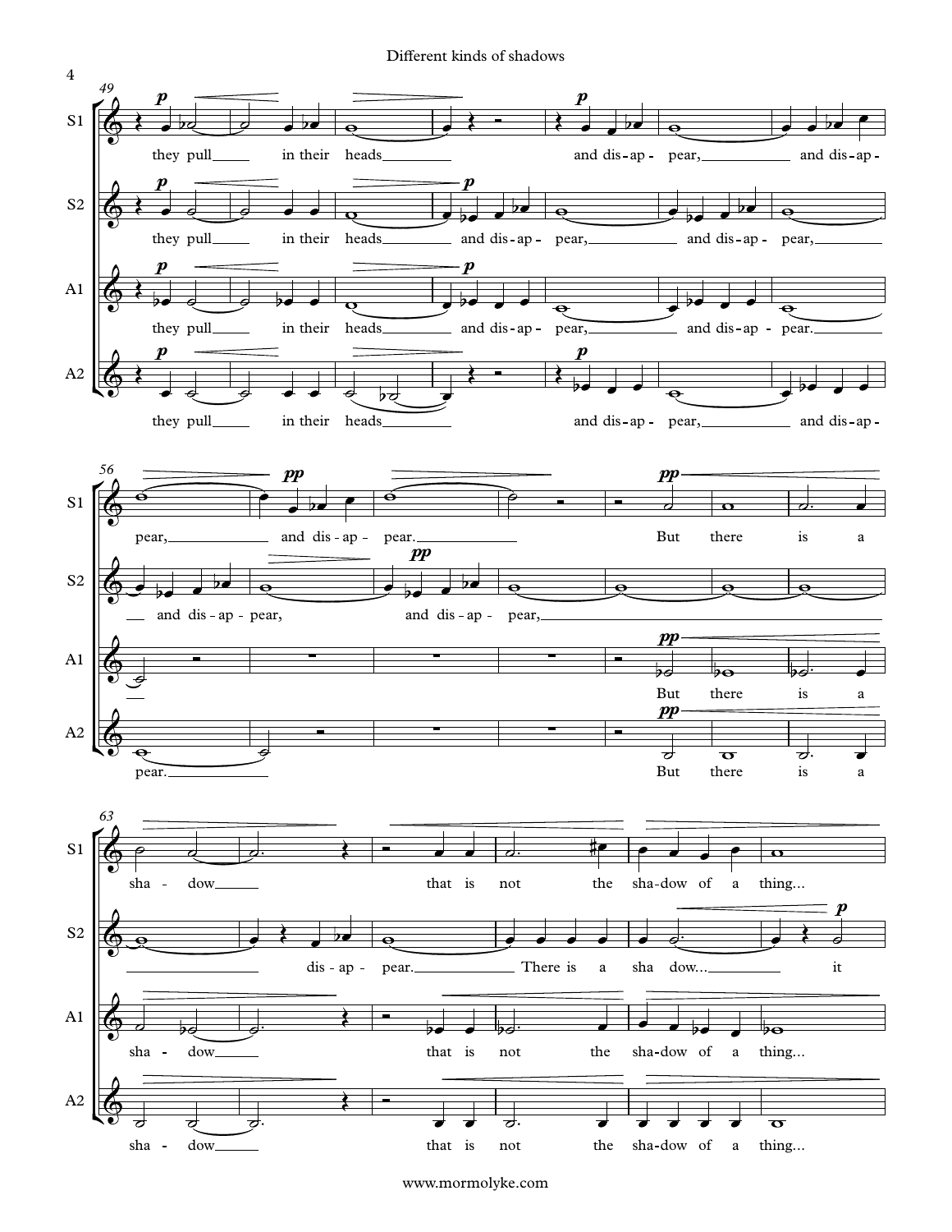**S1**

they pull in their heads and dis-ap-pear, and dis-ap-pear, and dis-ap-pear. But there is a sha-dow that is not the sha-dow of a thing...

**S2**

they pull in their heads and dis-ap-pear, and dis-ap-pear, and dis-ap-pear, and dis-ap-pear, dis-ap-pear. There is a sha dow... it

**A1**

they pull in their heads and dis-ap-pear, and dis-ap-pear. But there is a sha-dow that is not the sha-dow of a thing...

**A2**

they pull in their heads and dis-ap-pear, and dis-ap-pear. But there is a sha-dow that is not the sha-dow of a thing...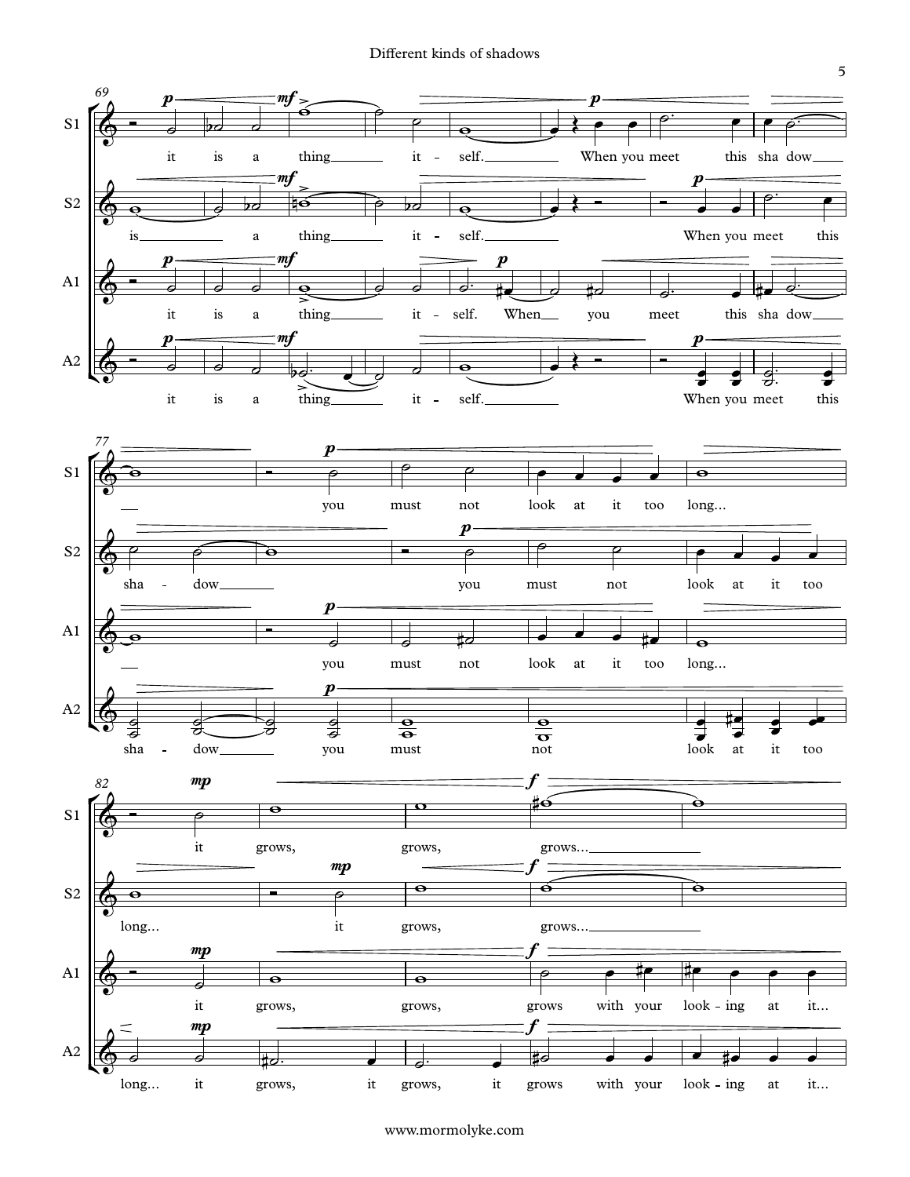S1: it is a thing it - self. When you meet this sha dow you must not look at it too long... it grows, grows, grows...

S2: is a thing it - self. When you meet this sha - dow you must not look at it too long... it grows, grows...

A1: it is a thing it - self. When you meet this sha dow you must not look at it too long... it grows, grows, grows with your look - ing at it...

A2: it is a thing it - self. When you meet this sha - dow you must not look at it too long... it grows, it grows, it grows with your look - ing at it...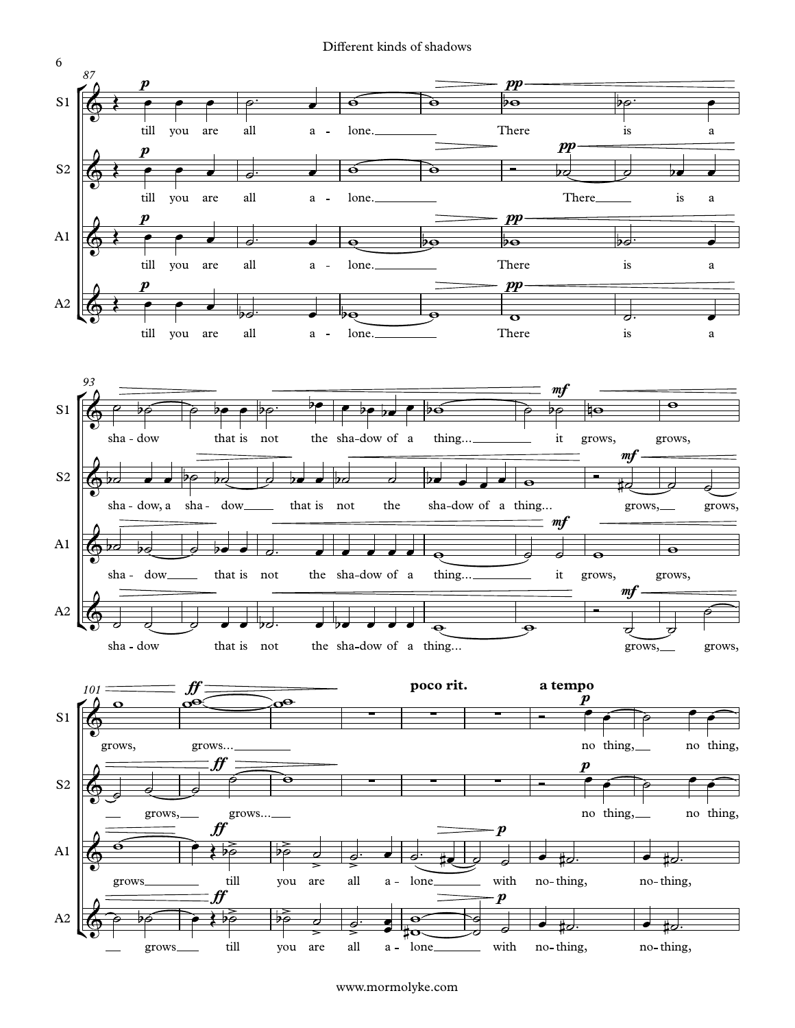**87**

S1: till you are all a - lone. There is a

S2: till you are all a - lone. There is a

A1: till you are all a - lone. There is a

A2: till you are all a - lone. There is a

**93**

S1: sha - dow that is not the sha-dow of a thing... it grows, grows,

S2: sha - dow, a sha - dow that is not the sha-dow of a thing... grows, grows,

A1: sha - dow that is not the sha-dow of a thing... it grows, grows,

A2: sha - dow that is not the sha-dow of a thing... grows, grows,

**101** — *poco rit.* — *a tempo*

S1: grows, grows... no thing, no thing,

S2: grows, grows... no thing, no thing,

A1: grows till you are all a - lone with no-thing, no-thing,

A2: grows till you are all a - lone with no-thing, no-thing,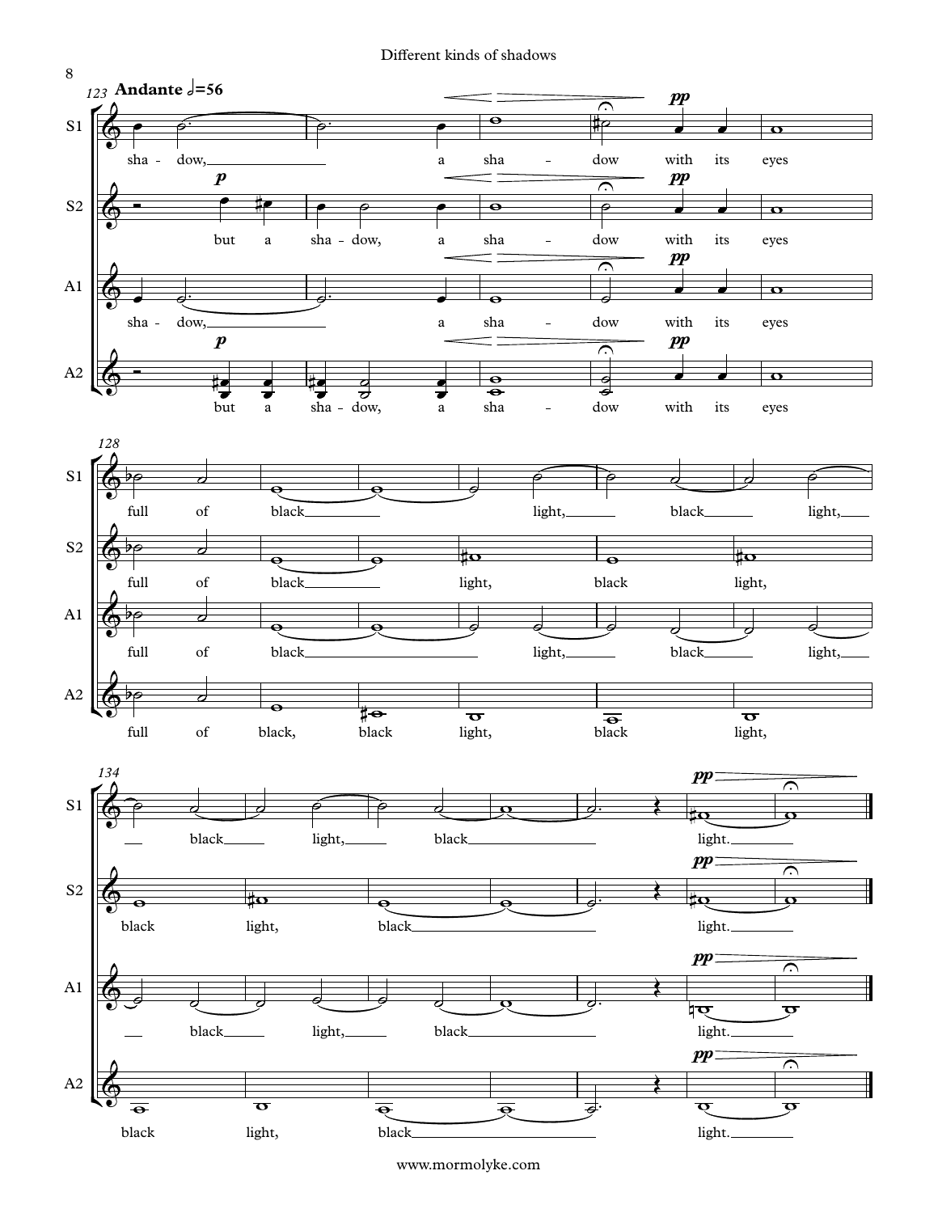123 **Andante** 𝅗𝅥=56

S1: sha - dow, a sha - dow with its eyes

S2: *p* but a sha - dow, a sha - dow *pp* with its eyes

A1: sha - dow, a sha - dow *pp* with its eyes

A2: *p* but a sha - dow, a sha - dow *pp* with its eyes

128

S1: full of black light, black light,

S2: full of black light, black light,

A1: full of black light, black light,

A2: full of black, black light, black light,

134

S1: black light, black *pp* light.

S2: black light, black *pp* light.

A1: black light, black *pp* light.

A2: black light, black *pp* light.